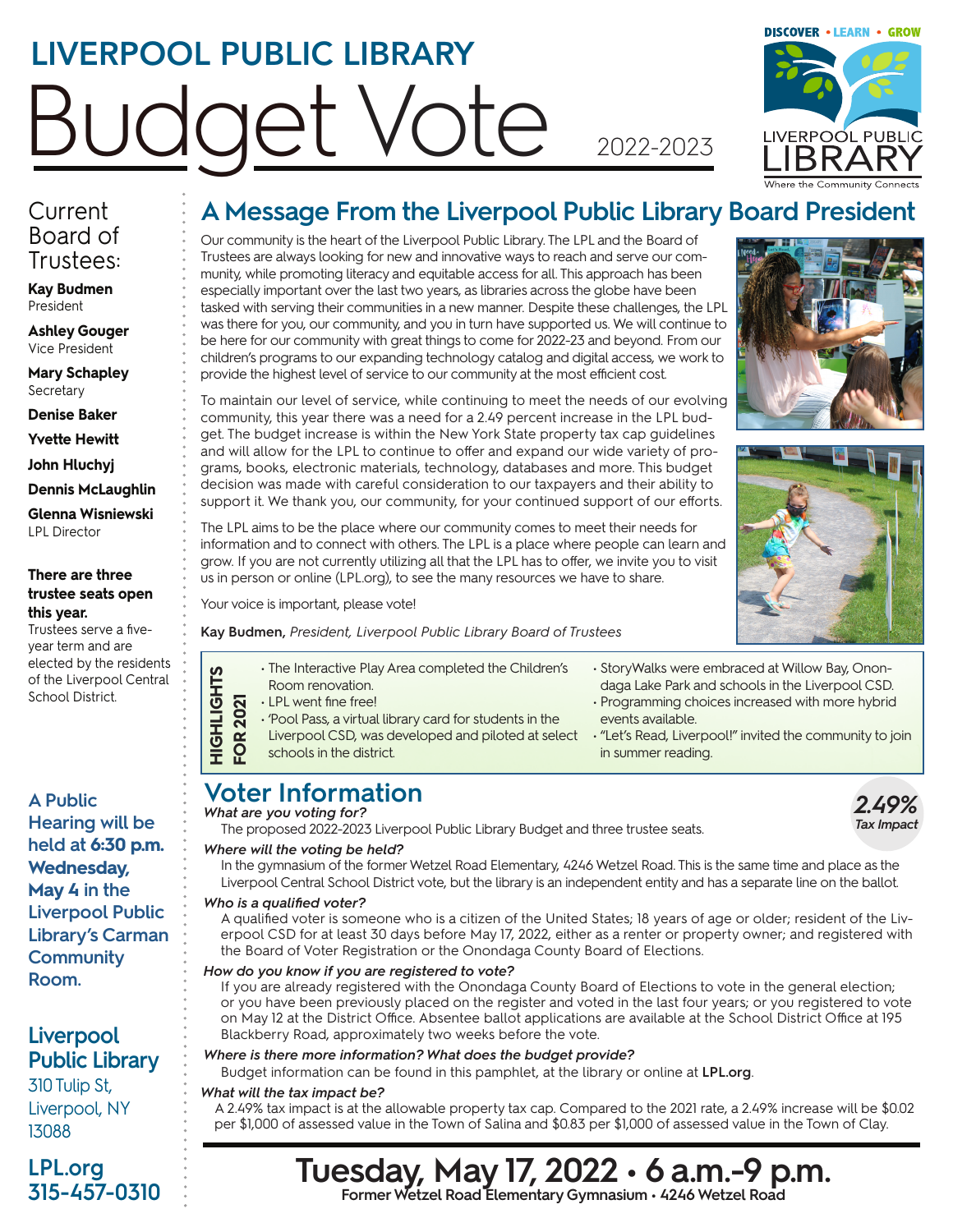# LIVERPOOL PUBLIC LIBRARY

# Budget Vote

2022-2023

DISCOVER • LEARN • GROW

LIVERPOOL PUBLIC LIBRARY

Where the Community Connects

## A Message From the Liverpool Public Library Board President

Our community is the heart of the Liverpool Public Library. The LPL and the Board of Trustees are always looking for new and innovative ways to reach and serve our community, while promoting literacy and equitable access for all. This approach has been especially important over the last two years, as libraries across the globe have been tasked with serving their communities in a new manner. Despite these challenges, the LPL was there for you, our community, and you in turn have supported us. We will continue to be here for our community with great things to come for 2022-23 and beyond. From our children's programs to our expanding technology catalog and digital access, we work to provide the highest level of service to our community at the most efficient cost.

To maintain our level of service, while continuing to meet the needs of our evolving community, this year there was a need for a 2.49 percent increase in the LPL budget. The budget increase is within the New York State property tax cap guidelines and will allow for the LPL to continue to offer and expand our wide variety of programs, books, electronic materials, technology, databases and more. This budget decision was made with careful consideration to our taxpayers and their ability to support it. We thank you, our community, for your continued support of our efforts.

The LPL aims to be the place where our community comes to meet their needs for information and to connect with others. The LPL is a place where people can learn and grow. If you are not currently utilizing all that the LPL has to offer, we invite you to visit us in person or online (LPL.org), to see the many resources we have to share.

Your voice is important, please vote!

**Kay Budmen**, *President, Liverpool Public Library Board of Trustees*

### HIGHLIGHTS FOR 2021

- The Interactive Play Area completed the Children's Room renovation.
- LPL went fine free!
- 'Pool Pass, a virtual library card for students in the Liverpool CSD, was developed and piloted at select schools in the district.
- StoryWalks were embraced at Willow Bay, Onondaga Lake Park and schools in the Liverpool CSD.
- Programming choices increased with more hybrid events available.
- "Let's Read, Liverpool!" invited the community to join in summer reading.

## Voter Information

**2.49%** *Tax Impact*

***What are you voting for?***

The proposed 2022-2023 Liverpool Public Library Budget and three trustee seats.

***Where will the voting be held?***

In the gymnasium of the former Wetzel Road Elementary, 4246 Wetzel Road. This is the same time and place as the Liverpool Central School District vote, but the library is an independent entity and has a separate line on the ballot.

***Who is a qualified voter?***

A qualified voter is someone who is a citizen of the United States; 18 years of age or older; resident of the Liverpool CSD for at least 30 days before May 17, 2022, either as a renter or property owner; and registered with the Board of Voter Registration or the Onondaga County Board of Elections.

***How do you know if you are registered to vote?***

If you are already registered with the Onondaga County Board of Elections to vote in the general election; or you have been previously placed on the register and voted in the last four years; or you registered to vote on May 12 at the District Office. Absentee ballot applications are available at the School District Office at 195 Blackberry Road, approximately two weeks before the vote.

***Where is there more information? What does the budget provide?***

Budget information can be found in this pamphlet, at the library or online at **LPL.org**.

***What will the tax impact be?***

A 2.49% tax impact is at the allowable property tax cap. Compared to the 2021 rate, a 2.49% increase will be $0.02 per $1,000 of assessed value in the Town of Salina and $0.83 per $1,000 of assessed value in the Town of Clay.

## Tuesday, May 17, 2022 • 6 a.m.–9 p.m.

**Former Wetzel Road Elementary Gymnasium • 4246 Wetzel Road**

---

### Current Board of Trustees:

**Kay Budmen**
President

**Ashley Gouger**
Vice President

**Mary Schapley**
Secretary

**Denise Baker**

**Yvette Hewitt**

**John Hluchyj**

**Dennis McLaughlin**

**Glenna Wisniewski**
LPL Director

**There are three trustee seats open this year.**
Trustees serve a five-year term and are elected by the residents of the Liverpool Central School District.

**A Public Hearing will be held at 6:30 p.m. Wednesday, May 4 in the Liverpool Public Library's Carman Community Room.**

**Liverpool Public Library**
310 Tulip St,
Liverpool, NY
13088

**LPL.org**
**315-457-0310**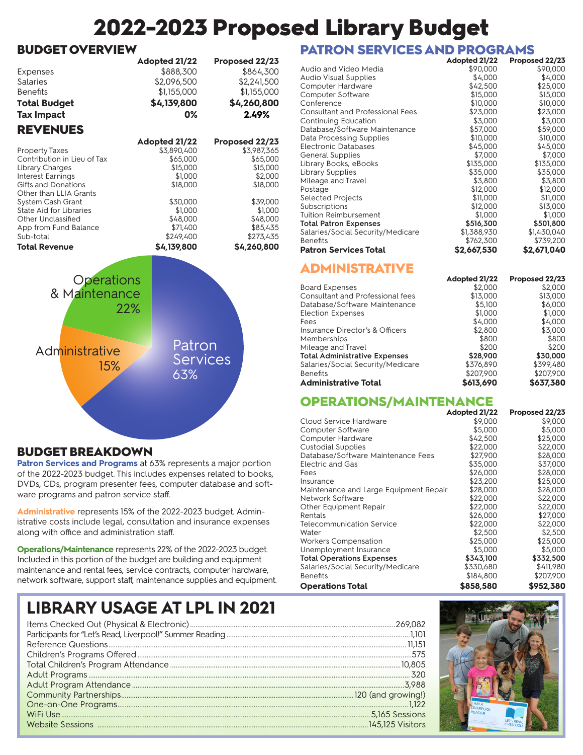# 2022-2023 Proposed Library Budget

## BUDGET OVERVIEW

| | Adopted 21/22 | Proposed 22/23 |
|---|---|---|
| Expenses | $888,300 | $864,300 |
| Salaries | $2,096,500 | $2,241,500 |
| Benefits | $1,155,000 | $1,155,000 |
| **Total Budget** | **$4,139,800** | **$4,260,800** |
| **Tax Impact** | **0%** | **2.49%** |

## REVENUES

| | Adopted 21/22 | Proposed 22/23 |
|---|---|---|
| Property Taxes | $3,890,400 | $3,987,365 |
| Contribution in Lieu of Tax | $65,000 | $65,000 |
| Library Charges | $15,000 | $15,000 |
| Interest Earnings | $1,000 | $2,000 |
| Gifts and Donations | $18,000 | $18,000 |
| Other than LLIA Grants | | |
| System Cash Grant | $30,000 | $39,000 |
| State Aid for Libraries | $1,000 | $1,000 |
| Other Unclassified | $48,000 | $48,000 |
| App from Fund Balance | $71,400 | $85,435 |
| Sub-total | $249,400 | $273,435 |
| **Total Revenue** | **$4,139,800** | **$4,260,800** |

Operations & Maintenance 22%

Administrative 15%

Patron Services 63%

## BUDGET BREAKDOWN

**Patron Services and Programs** at 63% represents a major portion of the 2022-2023 budget. This includes expenses related to books, DVDs, CDs, program presenter fees, computer database and software programs and patron service staff.

**Administrative** represents 15% of the 2022-2023 budget. Administrative costs include legal, consultation and insurance expenses along with office and administration staff.

**Operations/Maintenance** represents 22% of the 2022-2023 budget. Included in this portion of the budget are building and equipment maintenance and rental fees, service contracts, computer hardware, network software, support staff, maintenance supplies and equipment.

## PATRON SERVICES AND PROGRAMS

| | Adopted 21/22 | Proposed 22/23 |
|---|---|---|
| Audio and Video Media | $90,000 | $90,000 |
| Audio Visual Supplies | $4,000 | $4,000 |
| Computer Hardware | $42,500 | $25,000 |
| Computer Software | $15,000 | $15,000 |
| Conference | $10,000 | $10,000 |
| Consultant and Professional Fees | $23,000 | $23,000 |
| Continuing Education | $3,000 | $3,000 |
| Database/Software Maintenance | $57,000 | $59,000 |
| Data Processing Supplies | $10,000 | $10,000 |
| Electronic Databases | $45,000 | $45,000 |
| General Supplies | $7,000 | $7,000 |
| Library Books, eBooks | $135,000 | $135,000 |
| Library Supplies | $35,000 | $35,000 |
| Mileage and Travel | $3,800 | $3,800 |
| Postage | $12,000 | $12,000 |
| Selected Projects | $11,000 | $11,000 |
| Subscriptions | $12,000 | $13,000 |
| Tuition Reimbursement | $1,000 | $1,000 |
| **Total Patron Expenses** | **$516,300** | **$501,800** |
| Salaries/Social Security/Medicare | $1,388,930 | $1,430,040 |
| Benefits | $762,300 | $739,200 |
| **Patron Services Total** | **$2,667,530** | **$2,671,040** |

## ADMINISTRATIVE

| | Adopted 21/22 | Proposed 22/23 |
|---|---|---|
| Board Expenses | $2,000 | $2,000 |
| Consultant and Professional fees | $13,000 | $13,000 |
| Database/Software Maintenance | $5,100 | $6,000 |
| Election Expenses | $1,000 | $1,000 |
| Fees | $4,000 | $4,000 |
| Insurance Director's & Officers | $2,800 | $3,000 |
| Memberships | $800 | $800 |
| Mileage and Travel | $200 | $200 |
| **Total Administrative Expenses** | **$28,900** | **$30,000** |
| Salaries/Social Security/Medicare | $376,890 | $399,480 |
| Benefits | $207,900 | $207,900 |
| **Administrative Total** | **$613,690** | **$637,380** |

## OPERATIONS/MAINTENANCE

| | Adopted 21/22 | Proposed 22/23 |
|---|---|---|
| Cloud Service Hardware | $9,000 | $9,000 |
| Computer Software | $5,000 | $5,000 |
| Computer Hardware | $42,500 | $25,000 |
| Custodial Supplies | $22,000 | $22,000 |
| Database/Software Maintenance Fees | $27,900 | $28,000 |
| Electric and Gas | $35,000 | $37,000 |
| Fees | $26,000 | $28,000 |
| Insurance | $23,200 | $25,000 |
| Maintenance and Large Equipment Repair | $28,000 | $28,000 |
| Network Software | $22,000 | $22,000 |
| Other Equipment Repair | $22,000 | $22,000 |
| Rentals | $26,000 | $27,000 |
| Telecommunication Service | $22,000 | $22,000 |
| Water | $2,500 | $2,500 |
| Workers Compensation | $25,000 | $25,000 |
| Unemployment Insurance | $5,000 | $5,000 |
| **Total Operations Expenses** | **$343,100** | **$332,500** |
| Salaries/Social Security/Medicare | $330,680 | $411,980 |
| Benefits | $184,800 | $207,900 |
| **Operations Total** | **$858,580** | **$952,380** |

## LIBRARY USAGE AT LPL IN 2021

| | |
|---|---|
| Items Checked Out (Physical & Electronic) | 269,082 |
| Participants for "Let's Read, Liverpool!" Summer Reading | 1,101 |
| Reference Questions | 11,151 |
| Children's Programs Offered | 575 |
| Total Children's Program Attendance | 10,805 |
| Adult Programs | 320 |
| Adult Program Attendance | 3,988 |
| Community Partnerships | 120 (and growing!) |
| One-on-One Programs | 1,122 |
| WiFi Use | 5,165 Sessions |
| Website Sessions | 145,125 Visitors |